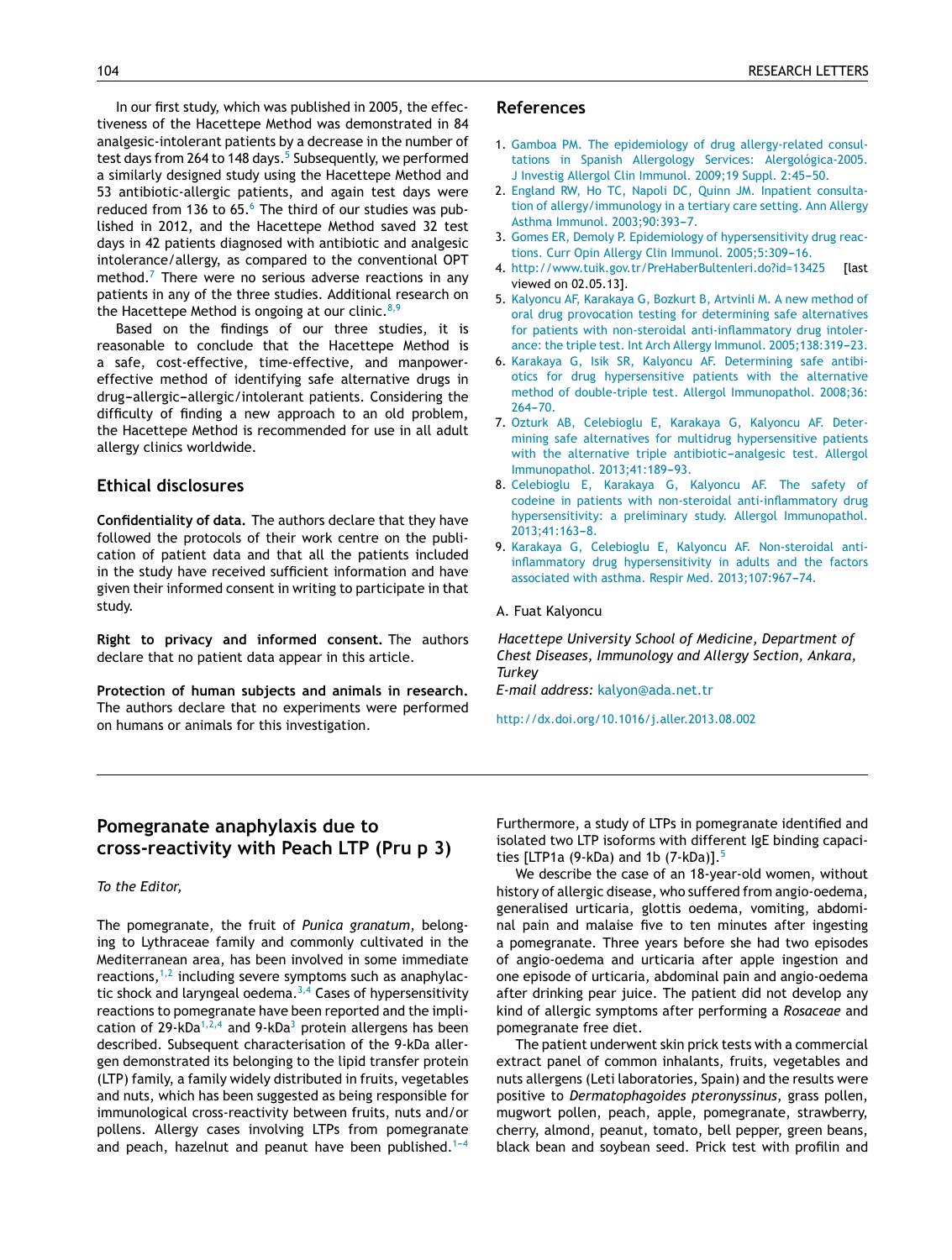In our first study, which was published in 2005, the effectiveness of the Hacettepe Method was demonstrated in 84 analgesic-intolerant patients by a decrease in the number of test days from 264 to 148 days.[5] Subsequently, we performed a similarly designed study using the Hacettepe Method and 53 antibiotic-allergic patients, and again test days were reduced from 136 to 65.[6] The third of our studies was published in 2012, and the Hacettepe Method saved 32 test days in 42 patients diagnosed with antibiotic and analgesic intolerance/allergy, as compared to the conventional OPT method.[7] There were no serious adverse reactions in any patients in any of the three studies. Additional research on the Hacettepe Method is ongoing at our clinic.[8,9]

Based on the findings of our three studies, it is reasonable to conclude that the Hacettepe Method is a safe, cost-effective, time-effective, and manpower-effective method of identifying safe alternative drugs in drug–allergic–allergic/intolerant patients. Considering the difficulty of finding a new approach to an old problem, the Hacettepe Method is recommended for use in all adult allergy clinics worldwide.

## Ethical disclosures

**Confidentiality of data.** The authors declare that they have followed the protocols of their work centre on the publication of patient data and that all the patients included in the study have received sufficient information and have given their informed consent in writing to participate in that study.

**Right to privacy and informed consent.** The authors declare that no patient data appear in this article.

**Protection of human subjects and animals in research.** The authors declare that no experiments were performed on humans or animals for this investigation.

## References

1. Gamboa PM. The epidemiology of drug allergy-related consultations in Spanish Allergology Services: Alergológica-2005. J Investig Allergol Clin Immunol. 2009;19 Suppl. 2:45–50.
2. England RW, Ho TC, Napoli DC, Quinn JM. Inpatient consultation of allergy/immunology in a tertiary care setting. Ann Allergy Asthma Immunol. 2003;90:393–7.
3. Gomes ER, Demoly P. Epidemiology of hypersensitivity drug reactions. Curr Opin Allergy Clin Immunol. 2005;5:309–16.
4. http://www.tuik.gov.tr/PreHaberBultenleri.do?id=13425 [last viewed on 02.05.13].
5. Kalyoncu AF, Karakaya G, Bozkurt B, Artvinli M. A new method of oral drug provocation testing for determining safe alternatives for patients with non-steroidal anti-inflammatory drug intolerance: the triple test. Int Arch Allergy Immunol. 2005;138:319–23.
6. Karakaya G, Isik SR, Kalyoncu AF. Determining safe antibiotics for drug hypersensitive patients with the alternative method of double-triple test. Allergol Immunopathol. 2008;36:264–70.
7. Ozturk AB, Celebioglu E, Karakaya G, Kalyoncu AF. Determining safe alternatives for multidrug hypersensitive patients with the alternative triple antibiotic–analgesic test. Allergol Immunopathol. 2013;41:189–93.
8. Celebioglu E, Karakaya G, Kalyoncu AF. The safety of codeine in patients with non-steroidal anti-inflammatory drug hypersensitivity: a preliminary study. Allergol Immunopathol. 2013;41:163–8.
9. Karakaya G, Celebioglu E, Kalyoncu AF. Non-steroidal anti-inflammatory drug hypersensitivity in adults and the factors associated with asthma. Respir Med. 2013;107:967–74.

A. Fuat Kalyoncu

*Hacettepe University School of Medicine, Department of Chest Diseases, Immunology and Allergy Section, Ankara, Turkey*
*E-mail address:* kalyon@ada.net.tr

http://dx.doi.org/10.1016/j.aller.2013.08.002

---

# Pomegranate anaphylaxis due to cross-reactivity with Peach LTP (Pru p 3)

*To the Editor,*

The pomegranate, the fruit of *Punica granatum*, belonging to Lythraceae family and commonly cultivated in the Mediterranean area, has been involved in some immediate reactions,[1,2] including severe symptoms such as anaphylactic shock and laryngeal oedema.[3,4] Cases of hypersensitivity reactions to pomegranate have been reported and the implication of 29-kDa[1,2,4] and 9-kDa[3] protein allergens has been described. Subsequent characterisation of the 9-kDa allergen demonstrated its belonging to the lipid transfer protein (LTP) family, a family widely distributed in fruits, vegetables and nuts, which has been suggested as being responsible for immunological cross-reactivity between fruits, nuts and/or pollens. Allergy cases involving LTPs from pomegranate and peach, hazelnut and peanut have been published.[1–4] Furthermore, a study of LTPs in pomegranate identified and isolated two LTP isoforms with different IgE binding capacities [LTP1a (9-kDa) and 1b (7-kDa)].[5]

We describe the case of an 18-year-old women, without history of allergic disease, who suffered from angio-oedema, generalised urticaria, glottis oedema, vomiting, abdominal pain and malaise five to ten minutes after ingesting a pomegranate. Three years before she had two episodes of angio-oedema and urticaria after apple ingestion and one episode of urticaria, abdominal pain and angio-oedema after drinking pear juice. The patient did not develop any kind of allergic symptoms after performing a *Rosaceae* and pomegranate free diet.

The patient underwent skin prick tests with a commercial extract panel of common inhalants, fruits, vegetables and nuts allergens (Leti laboratories, Spain) and the results were positive to *Dermatophagoides pteronyssinus*, grass pollen, mugwort pollen, peach, apple, pomegranate, strawberry, cherry, almond, peanut, tomato, bell pepper, green beans, black bean and soybean seed. Prick test with profilin and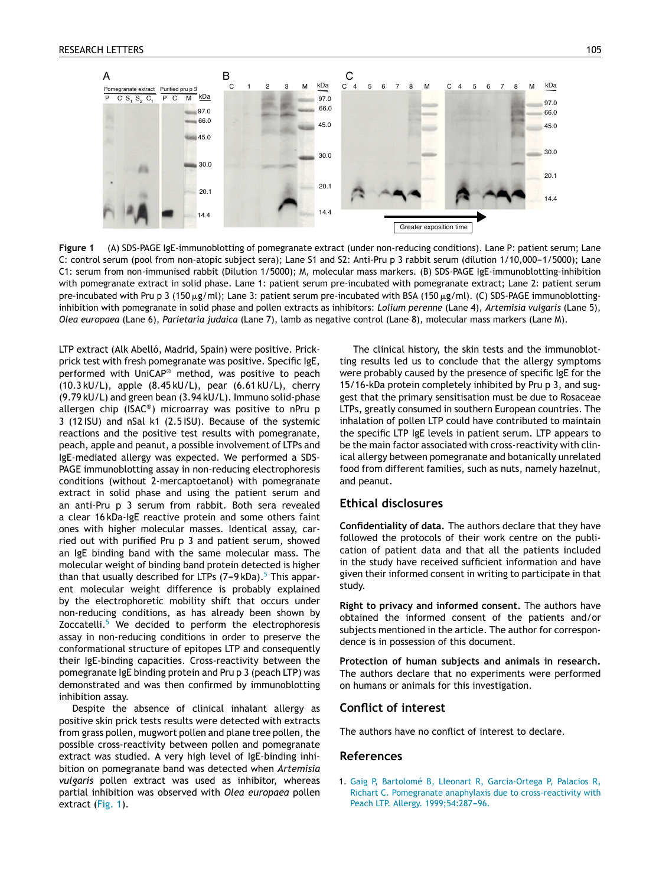**Figure 1** (A) SDS-PAGE IgE-immunoblotting of pomegranate extract (under non-reducing conditions). Lane P: patient serum; Lane C: control serum (pool from non-atopic subject sera); Lane S1 and S2: Anti-Pru p 3 rabbit serum (dilution 1/10,000–1/5000); Lane C1: serum from non-immunised rabbit (Dilution 1/5000); M, molecular mass markers. (B) SDS-PAGE IgE-immunoblotting-inhibition with pomegranate extract in solid phase. Lane 1: patient serum pre-incubated with pomegranate extract; Lane 2: patient serum pre-incubated with Pru p 3 (150 μg/ml); Lane 3: patient serum pre-incubated with BSA (150 μg/ml). (C) SDS-PAGE immunoblotting-inhibition with pomegranate in solid phase and pollen extracts as inhibitors: *Lolium perenne* (Lane 4), *Artemisia vulgaris* (Lane 5), *Olea europaea* (Lane 6), *Parietaria judaica* (Lane 7), lamb as negative control (Lane 8), molecular mass markers (Lane M).

LTP extract (Alk Abelló, Madrid, Spain) were positive. Prick-prick test with fresh pomegranate was positive. Specific IgE, performed with UniCAP® method, was positive to peach (10.3 kU/L), apple (8.45 kU/L), pear (6.61 kU/L), cherry (9.79 kU/L) and green bean (3.94 kU/L). Immuno solid-phase allergen chip (ISAC®) microarray was positive to nPru p 3 (12 ISU) and nSal k1 (2.5 ISU). Because of the systemic reactions and the positive test results with pomegranate, peach, apple and peanut, a possible involvement of LTPs and IgE-mediated allergy was expected. We performed a SDS-PAGE immunoblotting assay in non-reducing electrophoresis conditions (without 2-mercaptoetanol) with pomegranate extract in solid phase and using the patient serum and an anti-Pru p 3 serum from rabbit. Both sera revealed a clear 16 kDa-IgE reactive protein and some others faint ones with higher molecular masses. Identical assay, carried out with purified Pru p 3 and patient serum, showed an IgE binding band with the same molecular mass. The molecular weight of binding band protein detected is higher than that usually described for LTPs (7–9 kDa).[5] This apparent molecular weight difference is probably explained by the electrophoretic mobility shift that occurs under non-reducing conditions, as has already been shown by Zoccatelli.[5] We decided to perform the electrophoresis assay in non-reducing conditions in order to preserve the conformational structure of epitopes LTP and consequently their IgE-binding capacities. Cross-reactivity between the pomegranate IgE binding protein and Pru p 3 (peach LTP) was demonstrated and was then confirmed by immunoblotting inhibition assay.

Despite the absence of clinical inhalant allergy as positive skin prick tests results were detected with extracts from grass pollen, mugwort pollen and plane tree pollen, the possible cross-reactivity between pollen and pomegranate extract was studied. A very high level of IgE-binding inhibition on pomegranate band was detected when *Artemisia vulgaris* pollen extract was used as inhibitor, whereas partial inhibition was observed with *Olea europaea* pollen extract (Fig. 1).

The clinical history, the skin tests and the immunoblotting results led us to conclude that the allergy symptoms were probably caused by the presence of specific IgE for the 15/16-kDa protein completely inhibited by Pru p 3, and suggest that the primary sensitisation must be due to Rosaceae LTPs, greatly consumed in southern European countries. The inhalation of pollen LTP could have contributed to maintain the specific LTP IgE levels in patient serum. LTP appears to be the main factor associated with cross-reactivity with clinical allergy between pomegranate and botanically unrelated food from different families, such as nuts, namely hazelnut, and peanut.

## Ethical disclosures

**Confidentiality of data.** The authors declare that they have followed the protocols of their work centre on the publication of patient data and that all the patients included in the study have received sufficient information and have given their informed consent in writing to participate in that study.

**Right to privacy and informed consent.** The authors have obtained the informed consent of the patients and/or subjects mentioned in the article. The author for correspondence is in possession of this document.

**Protection of human subjects and animals in research.** The authors declare that no experiments were performed on humans or animals for this investigation.

## Conflict of interest

The authors have no conflict of interest to declare.

## References

1. Gaig P, Bartolomé B, Lleonart R, Garcia-Ortega P, Palacios R, Richart C. Pomegranate anaphylaxis due to cross-reactivity with Peach LTP. Allergy. 1999;54:287–96.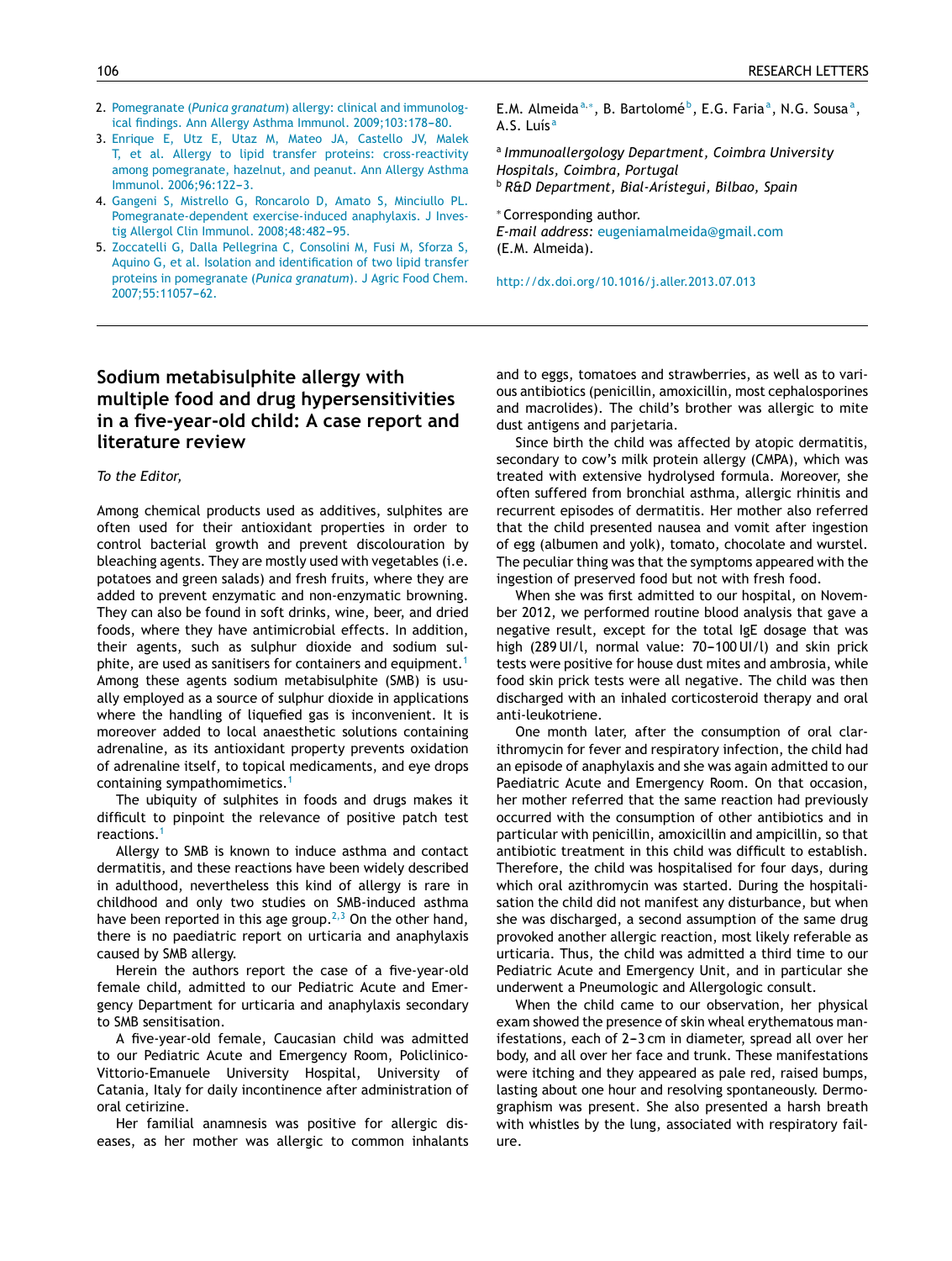2. Pomegranate (*Punica granatum*) allergy: clinical and immunological findings. Ann Allergy Asthma Immunol. 2009;103:178–80.
3. Enrique E, Utz E, Utaz M, Mateo JA, Castello JV, Malek T, et al. Allergy to lipid transfer proteins: cross-reactivity among pomegranate, hazelnut, and peanut. Ann Allergy Asthma Immunol. 2006;96:122–3.
4. Gangeni S, Mistrello G, Roncarolo D, Amato S, Minciullo PL. Pomegranate-dependent exercise-induced anaphylaxis. J Investig Allergol Clin Immunol. 2008;48:482–95.
5. Zoccatelli G, Dalla Pellegrina C, Consolini M, Fusi M, Sforza S, Aquino G, et al. Isolation and identification of two lipid transfer proteins in pomegranate (*Punica granatum*). J Agric Food Chem. 2007;55:11057–62.

E.M. Almeida[a,*], B. Bartolomé[b], E.G. Faria[a], N.G. Sousa[a], A.S. Luís[a]

[a] *Immunoallergology Department, Coimbra University Hospitals, Coimbra, Portugal*
[b] *R&D Department, Bial-Arístegui, Bilbao, Spain*

[*] Corresponding author.
*E-mail address:* eugeniamalmeida@gmail.com (E.M. Almeida).

http://dx.doi.org/10.1016/j.aller.2013.07.013

# Sodium metabisulphite allergy with multiple food and drug hypersensitivities in a five-year-old child: A case report and literature review

*To the Editor,*

Among chemical products used as additives, sulphites are often used for their antioxidant properties in order to control bacterial growth and prevent discolouration by bleaching agents. They are mostly used with vegetables (i.e. potatoes and green salads) and fresh fruits, where they are added to prevent enzymatic and non-enzymatic browning. They can also be found in soft drinks, wine, beer, and dried foods, where they have antimicrobial effects. In addition, their agents, such as sulphur dioxide and sodium sulphite, are used as sanitisers for containers and equipment.[1] Among these agents sodium metabisulphite (SMB) is usually employed as a source of sulphur dioxide in applications where the handling of liquefied gas is inconvenient. It is moreover added to local anaesthetic solutions containing adrenaline, as its antioxidant property prevents oxidation of adrenaline itself, to topical medicaments, and eye drops containing sympathomimetics.[1]

The ubiquity of sulphites in foods and drugs makes it difficult to pinpoint the relevance of positive patch test reactions.[1]

Allergy to SMB is known to induce asthma and contact dermatitis, and these reactions have been widely described in adulthood, nevertheless this kind of allergy is rare in childhood and only two studies on SMB-induced asthma have been reported in this age group.[2,3] On the other hand, there is no paediatric report on urticaria and anaphylaxis caused by SMB allergy.

Herein the authors report the case of a five-year-old female child, admitted to our Pediatric Acute and Emergency Department for urticaria and anaphylaxis secondary to SMB sensitisation.

A five-year-old female, Caucasian child was admitted to our Pediatric Acute and Emergency Room, Policlinico-Vittorio-Emanuele University Hospital, University of Catania, Italy for daily incontinence after administration of oral cetirizine.

Her familial anamnesis was positive for allergic diseases, as her mother was allergic to common inhalants and to eggs, tomatoes and strawberries, as well as to various antibiotics (penicillin, amoxicillin, most cephalosporines and macrolides). The child's brother was allergic to mite dust antigens and parjetaria.

Since birth the child was affected by atopic dermatitis, secondary to cow's milk protein allergy (CMPA), which was treated with extensive hydrolysed formula. Moreover, she often suffered from bronchial asthma, allergic rhinitis and recurrent episodes of dermatitis. Her mother also referred that the child presented nausea and vomit after ingestion of egg (albumen and yolk), tomato, chocolate and wurstel. The peculiar thing was that the symptoms appeared with the ingestion of preserved food but not with fresh food.

When she was first admitted to our hospital, on November 2012, we performed routine blood analysis that gave a negative result, except for the total IgE dosage that was high (289 UI/l, normal value: 70–100 UI/l) and skin prick tests were positive for house dust mites and ambrosia, while food skin prick tests were all negative. The child was then discharged with an inhaled corticosteroid therapy and oral anti-leukotriene.

One month later, after the consumption of oral clarithromycin for fever and respiratory infection, the child had an episode of anaphylaxis and she was again admitted to our Paediatric Acute and Emergency Room. On that occasion, her mother referred that the same reaction had previously occurred with the consumption of other antibiotics and in particular with penicillin, amoxicillin and ampicillin, so that antibiotic treatment in this child was difficult to establish. Therefore, the child was hospitalised for four days, during which oral azithromycin was started. During the hospitalisation the child did not manifest any disturbance, but when she was discharged, a second assumption of the same drug provoked another allergic reaction, most likely referable as urticaria. Thus, the child was admitted a third time to our Pediatric Acute and Emergency Unit, and in particular she underwent a Pneumologic and Allergologic consult.

When the child came to our observation, her physical exam showed the presence of skin wheal erythematous manifestations, each of 2–3 cm in diameter, spread all over her body, and all over her face and trunk. These manifestations were itching and they appeared as pale red, raised bumps, lasting about one hour and resolving spontaneously. Dermographism was present. She also presented a harsh breath with whistles by the lung, associated with respiratory failure.